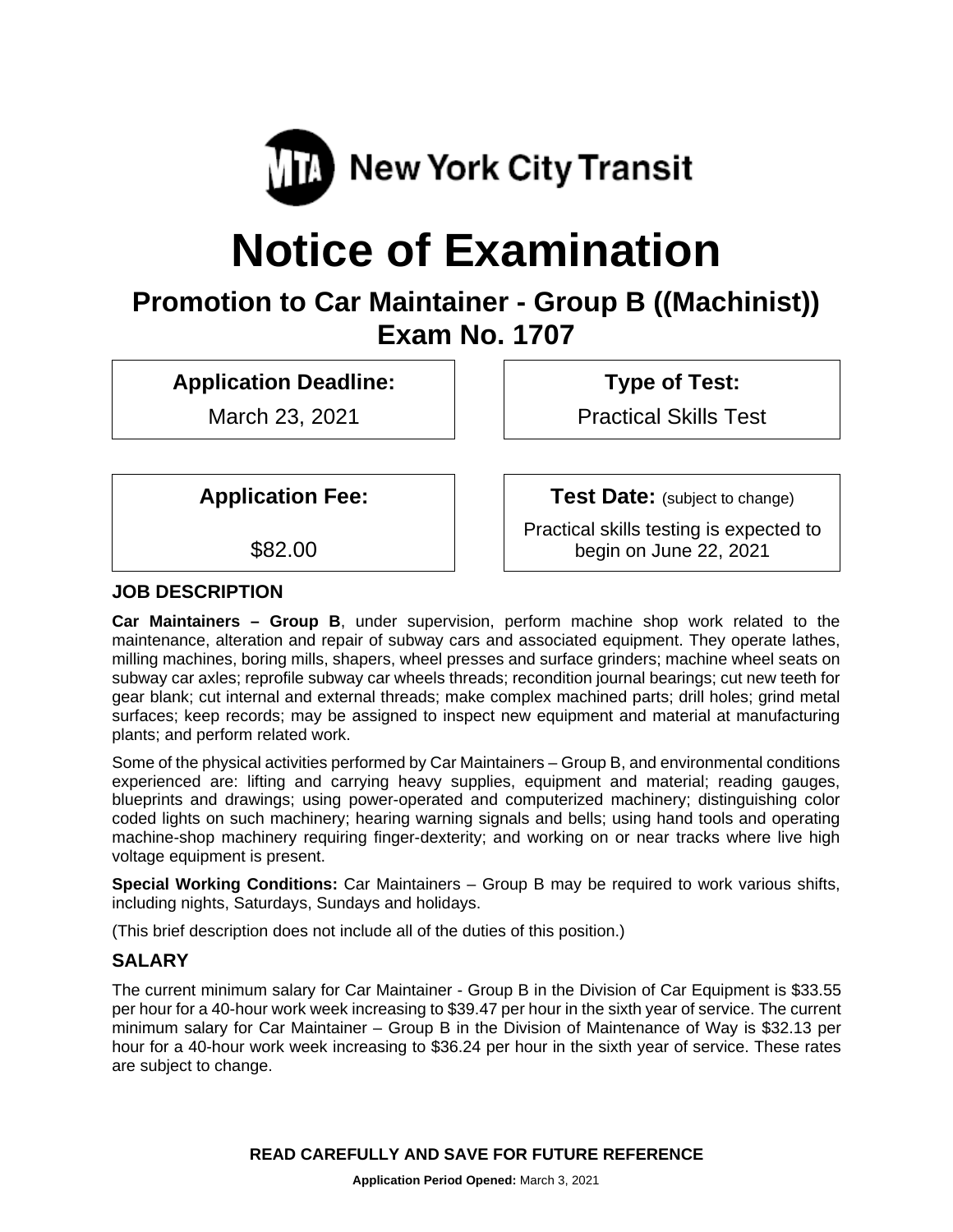MTA New York City Transit

# Notice of Examination

## Promotion to Car Maintainer - Group B ((Machinist))
## Exam No. 1707

**Application Deadline:**
March 23, 2021

**Type of Test:**
Practical Skills Test

**Application Fee:**
$82.00

**Test Date:** (subject to change)
Practical skills testing is expected to begin on June 22, 2021

### JOB DESCRIPTION

**Car Maintainers – Group B**, under supervision, perform machine shop work related to the maintenance, alteration and repair of subway cars and associated equipment. They operate lathes, milling machines, boring mills, shapers, wheel presses and surface grinders; machine wheel seats on subway car axles; reprofile subway car wheels threads; recondition journal bearings; cut new teeth for gear blank; cut internal and external threads; make complex machined parts; drill holes; grind metal surfaces; keep records; may be assigned to inspect new equipment and material at manufacturing plants; and perform related work.

Some of the physical activities performed by Car Maintainers – Group B, and environmental conditions experienced are: lifting and carrying heavy supplies, equipment and material; reading gauges, blueprints and drawings; using power-operated and computerized machinery; distinguishing color coded lights on such machinery; hearing warning signals and bells; using hand tools and operating machine-shop machinery requiring finger-dexterity; and working on or near tracks where live high voltage equipment is present.

**Special Working Conditions:** Car Maintainers – Group B may be required to work various shifts, including nights, Saturdays, Sundays and holidays.

(This brief description does not include all of the duties of this position.)

### SALARY

The current minimum salary for Car Maintainer - Group B in the Division of Car Equipment is $33.55 per hour for a 40-hour work week increasing to $39.47 per hour in the sixth year of service. The current minimum salary for Car Maintainer – Group B in the Division of Maintenance of Way is $32.13 per hour for a 40-hour work week increasing to $36.24 per hour in the sixth year of service. These rates are subject to change.

**READ CAREFULLY AND SAVE FOR FUTURE REFERENCE**

**Application Period Opened:** March 3, 2021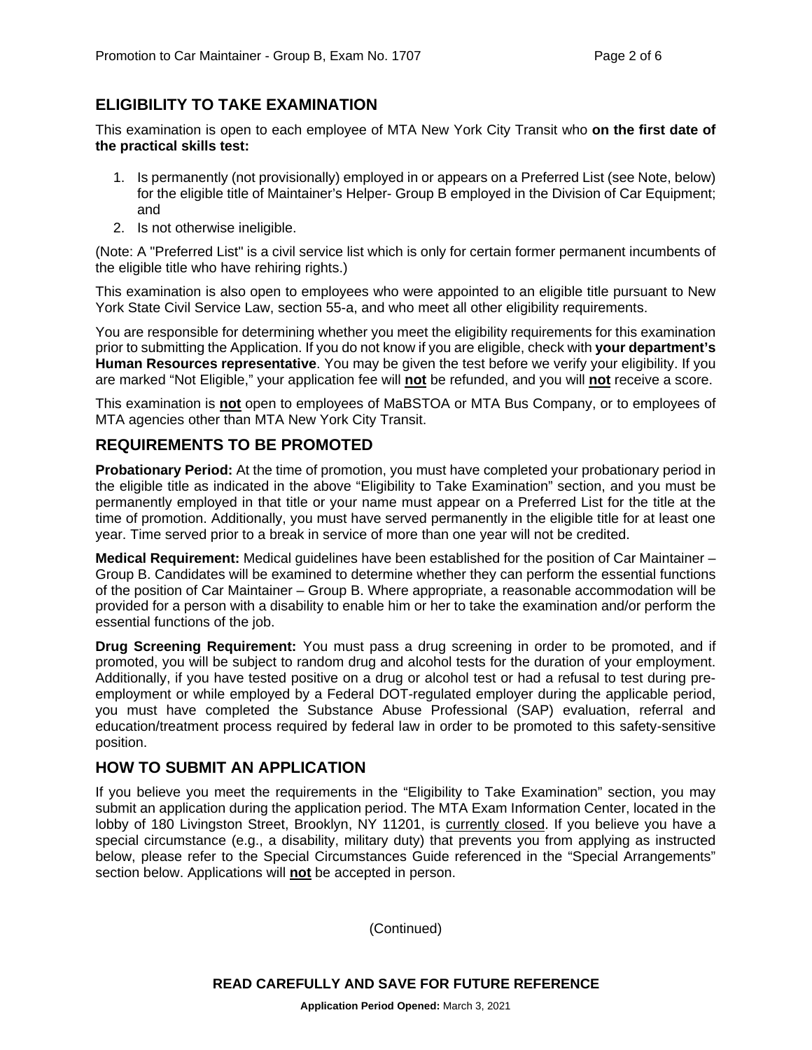## ELIGIBILITY TO TAKE EXAMINATION

This examination is open to each employee of MTA New York City Transit who **on the first date of the practical skills test:**

1. Is permanently (not provisionally) employed in or appears on a Preferred List (see Note, below) for the eligible title of Maintainer's Helper- Group B employed in the Division of Car Equipment; and
2. Is not otherwise ineligible.

(Note: A "Preferred List" is a civil service list which is only for certain former permanent incumbents of the eligible title who have rehiring rights.)

This examination is also open to employees who were appointed to an eligible title pursuant to New York State Civil Service Law, section 55-a, and who meet all other eligibility requirements.

You are responsible for determining whether you meet the eligibility requirements for this examination prior to submitting the Application. If you do not know if you are eligible, check with **your department's Human Resources representative**. You may be given the test before we verify your eligibility. If you are marked "Not Eligible," your application fee will **not** be refunded, and you will **not** receive a score.

This examination is **not** open to employees of MaBSTOA or MTA Bus Company, or to employees of MTA agencies other than MTA New York City Transit.

## REQUIREMENTS TO BE PROMOTED

**Probationary Period:** At the time of promotion, you must have completed your probationary period in the eligible title as indicated in the above "Eligibility to Take Examination" section, and you must be permanently employed in that title or your name must appear on a Preferred List for the title at the time of promotion. Additionally, you must have served permanently in the eligible title for at least one year. Time served prior to a break in service of more than one year will not be credited.

**Medical Requirement:** Medical guidelines have been established for the position of Car Maintainer – Group B. Candidates will be examined to determine whether they can perform the essential functions of the position of Car Maintainer – Group B. Where appropriate, a reasonable accommodation will be provided for a person with a disability to enable him or her to take the examination and/or perform the essential functions of the job.

**Drug Screening Requirement:** You must pass a drug screening in order to be promoted, and if promoted, you will be subject to random drug and alcohol tests for the duration of your employment. Additionally, if you have tested positive on a drug or alcohol test or had a refusal to test during pre-employment or while employed by a Federal DOT-regulated employer during the applicable period, you must have completed the Substance Abuse Professional (SAP) evaluation, referral and education/treatment process required by federal law in order to be promoted to this safety-sensitive position.

## HOW TO SUBMIT AN APPLICATION

If you believe you meet the requirements in the "Eligibility to Take Examination" section, you may submit an application during the application period. The MTA Exam Information Center, located in the lobby of 180 Livingston Street, Brooklyn, NY 11201, is currently closed. If you believe you have a special circumstance (e.g., a disability, military duty) that prevents you from applying as instructed below, please refer to the Special Circumstances Guide referenced in the "Special Arrangements" section below. Applications will **not** be accepted in person.

(Continued)

**READ CAREFULLY AND SAVE FOR FUTURE REFERENCE**

**Application Period Opened:** March 3, 2021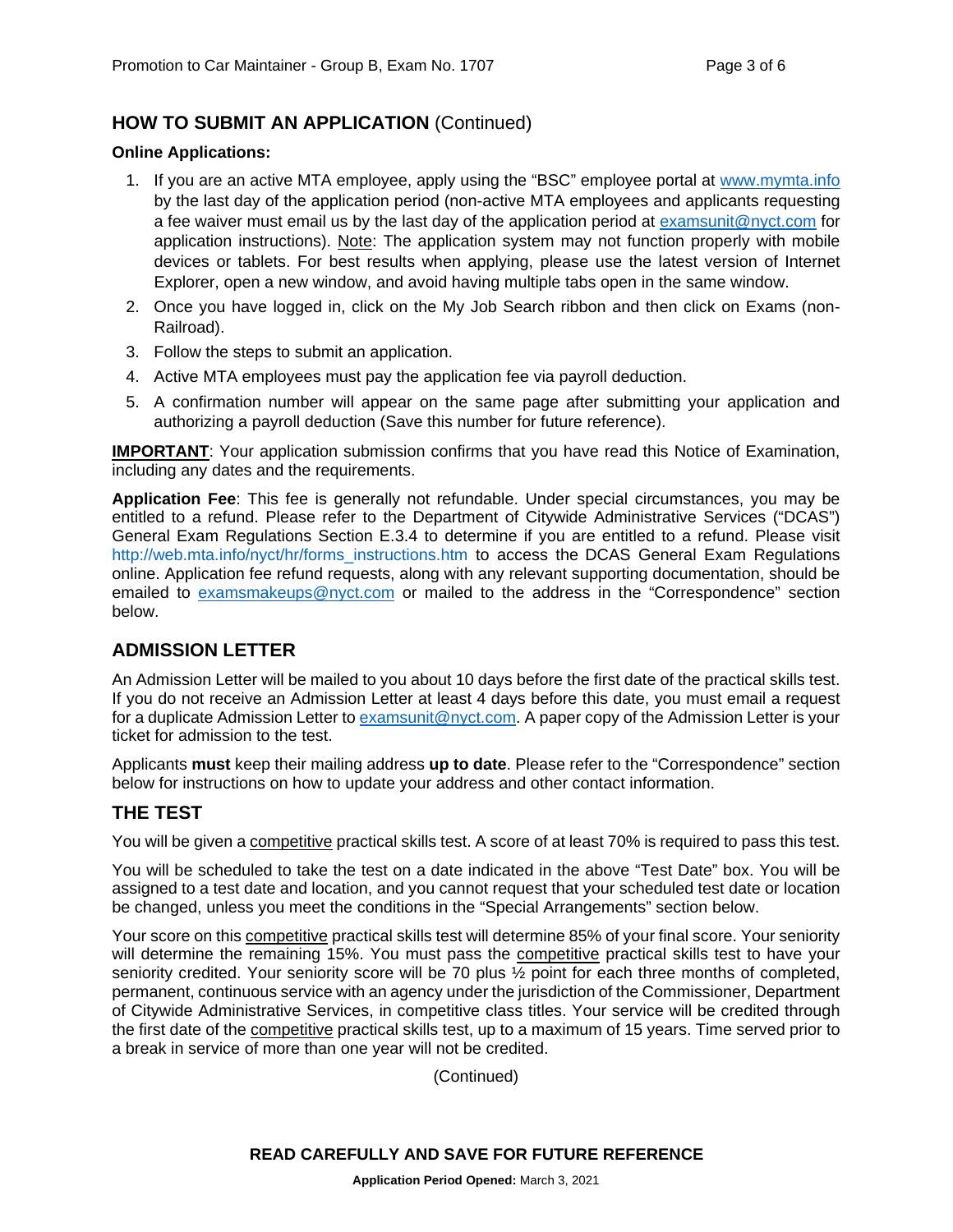## HOW TO SUBMIT AN APPLICATION (Continued)

**Online Applications:**

1. If you are an active MTA employee, apply using the "BSC" employee portal at www.mymta.info by the last day of the application period (non-active MTA employees and applicants requesting a fee waiver must email us by the last day of the application period at examsunit@nyct.com for application instructions). Note: The application system may not function properly with mobile devices or tablets. For best results when applying, please use the latest version of Internet Explorer, open a new window, and avoid having multiple tabs open in the same window.
2. Once you have logged in, click on the My Job Search ribbon and then click on Exams (non-Railroad).
3. Follow the steps to submit an application.
4. Active MTA employees must pay the application fee via payroll deduction.
5. A confirmation number will appear on the same page after submitting your application and authorizing a payroll deduction (Save this number for future reference).

**IMPORTANT**: Your application submission confirms that you have read this Notice of Examination, including any dates and the requirements.

**Application Fee**: This fee is generally not refundable. Under special circumstances, you may be entitled to a refund. Please refer to the Department of Citywide Administrative Services ("DCAS") General Exam Regulations Section E.3.4 to determine if you are entitled to a refund. Please visit http://web.mta.info/nyct/hr/forms_instructions.htm to access the DCAS General Exam Regulations online. Application fee refund requests, along with any relevant supporting documentation, should be emailed to examsmakeups@nyct.com or mailed to the address in the "Correspondence" section below.

## ADMISSION LETTER

An Admission Letter will be mailed to you about 10 days before the first date of the practical skills test. If you do not receive an Admission Letter at least 4 days before this date, you must email a request for a duplicate Admission Letter to examsunit@nyct.com. A paper copy of the Admission Letter is your ticket for admission to the test.

Applicants **must** keep their mailing address **up to date**. Please refer to the "Correspondence" section below for instructions on how to update your address and other contact information.

## THE TEST

You will be given a competitive practical skills test. A score of at least 70% is required to pass this test.

You will be scheduled to take the test on a date indicated in the above "Test Date" box. You will be assigned to a test date and location, and you cannot request that your scheduled test date or location be changed, unless you meet the conditions in the "Special Arrangements" section below.

Your score on this competitive practical skills test will determine 85% of your final score. Your seniority will determine the remaining 15%. You must pass the competitive practical skills test to have your seniority credited. Your seniority score will be 70 plus ½ point for each three months of completed, permanent, continuous service with an agency under the jurisdiction of the Commissioner, Department of Citywide Administrative Services, in competitive class titles. Your service will be credited through the first date of the competitive practical skills test, up to a maximum of 15 years. Time served prior to a break in service of more than one year will not be credited.

(Continued)

**READ CAREFULLY AND SAVE FOR FUTURE REFERENCE**

**Application Period Opened:** March 3, 2021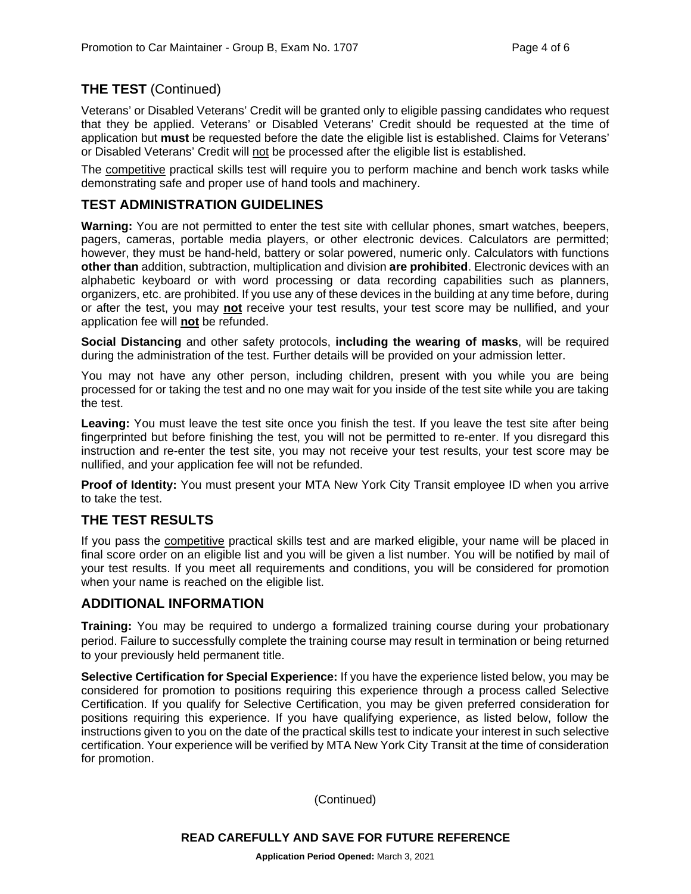## THE TEST (Continued)

Veterans' or Disabled Veterans' Credit will be granted only to eligible passing candidates who request that they be applied. Veterans' or Disabled Veterans' Credit should be requested at the time of application but **must** be requested before the date the eligible list is established. Claims for Veterans' or Disabled Veterans' Credit will not be processed after the eligible list is established.

The competitive practical skills test will require you to perform machine and bench work tasks while demonstrating safe and proper use of hand tools and machinery.

## TEST ADMINISTRATION GUIDELINES

**Warning:** You are not permitted to enter the test site with cellular phones, smart watches, beepers, pagers, cameras, portable media players, or other electronic devices. Calculators are permitted; however, they must be hand-held, battery or solar powered, numeric only. Calculators with functions **other than** addition, subtraction, multiplication and division **are prohibited**. Electronic devices with an alphabetic keyboard or with word processing or data recording capabilities such as planners, organizers, etc. are prohibited. If you use any of these devices in the building at any time before, during or after the test, you may **not** receive your test results, your test score may be nullified, and your application fee will **not** be refunded.

**Social Distancing** and other safety protocols, **including the wearing of masks**, will be required during the administration of the test. Further details will be provided on your admission letter.

You may not have any other person, including children, present with you while you are being processed for or taking the test and no one may wait for you inside of the test site while you are taking the test.

**Leaving:** You must leave the test site once you finish the test. If you leave the test site after being fingerprinted but before finishing the test, you will not be permitted to re-enter. If you disregard this instruction and re-enter the test site, you may not receive your test results, your test score may be nullified, and your application fee will not be refunded.

**Proof of Identity:** You must present your MTA New York City Transit employee ID when you arrive to take the test.

## THE TEST RESULTS

If you pass the competitive practical skills test and are marked eligible, your name will be placed in final score order on an eligible list and you will be given a list number. You will be notified by mail of your test results. If you meet all requirements and conditions, you will be considered for promotion when your name is reached on the eligible list.

## ADDITIONAL INFORMATION

**Training:** You may be required to undergo a formalized training course during your probationary period. Failure to successfully complete the training course may result in termination or being returned to your previously held permanent title.

**Selective Certification for Special Experience:** If you have the experience listed below, you may be considered for promotion to positions requiring this experience through a process called Selective Certification. If you qualify for Selective Certification, you may be given preferred consideration for positions requiring this experience. If you have qualifying experience, as listed below, follow the instructions given to you on the date of the practical skills test to indicate your interest in such selective certification. Your experience will be verified by MTA New York City Transit at the time of consideration for promotion.

(Continued)

**READ CAREFULLY AND SAVE FOR FUTURE REFERENCE**

**Application Period Opened:** March 3, 2021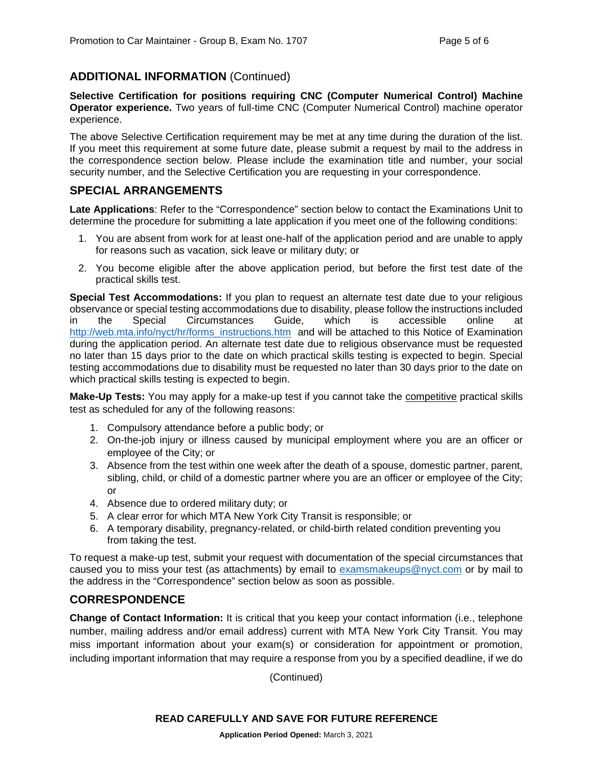## ADDITIONAL INFORMATION (Continued)

**Selective Certification for positions requiring CNC (Computer Numerical Control) Machine Operator experience.** Two years of full-time CNC (Computer Numerical Control) machine operator experience.

The above Selective Certification requirement may be met at any time during the duration of the list. If you meet this requirement at some future date, please submit a request by mail to the address in the correspondence section below. Please include the examination title and number, your social security number, and the Selective Certification you are requesting in your correspondence.

## SPECIAL ARRANGEMENTS

**Late Applications**: Refer to the "Correspondence" section below to contact the Examinations Unit to determine the procedure for submitting a late application if you meet one of the following conditions:

1. You are absent from work for at least one-half of the application period and are unable to apply for reasons such as vacation, sick leave or military duty; or
2. You become eligible after the above application period, but before the first test date of the practical skills test.

**Special Test Accommodations:** If you plan to request an alternate test date due to your religious observance or special testing accommodations due to disability, please follow the instructions included in the Special Circumstances Guide, which is accessible online at http://web.mta.info/nyct/hr/forms_instructions.htm and will be attached to this Notice of Examination during the application period. An alternate test date due to religious observance must be requested no later than 15 days prior to the date on which practical skills testing is expected to begin. Special testing accommodations due to disability must be requested no later than 30 days prior to the date on which practical skills testing is expected to begin.

**Make-Up Tests:** You may apply for a make-up test if you cannot take the competitive practical skills test as scheduled for any of the following reasons:

1. Compulsory attendance before a public body; or
2. On-the-job injury or illness caused by municipal employment where you are an officer or employee of the City; or
3. Absence from the test within one week after the death of a spouse, domestic partner, parent, sibling, child, or child of a domestic partner where you are an officer or employee of the City; or
4. Absence due to ordered military duty; or
5. A clear error for which MTA New York City Transit is responsible; or
6. A temporary disability, pregnancy-related, or child-birth related condition preventing you from taking the test.

To request a make-up test, submit your request with documentation of the special circumstances that caused you to miss your test (as attachments) by email to examsmakeups@nyct.com or by mail to the address in the "Correspondence" section below as soon as possible.

## CORRESPONDENCE

**Change of Contact Information:** It is critical that you keep your contact information (i.e., telephone number, mailing address and/or email address) current with MTA New York City Transit. You may miss important information about your exam(s) or consideration for appointment or promotion, including important information that may require a response from you by a specified deadline, if we do

(Continued)

**READ CAREFULLY AND SAVE FOR FUTURE REFERENCE**

**Application Period Opened:** March 3, 2021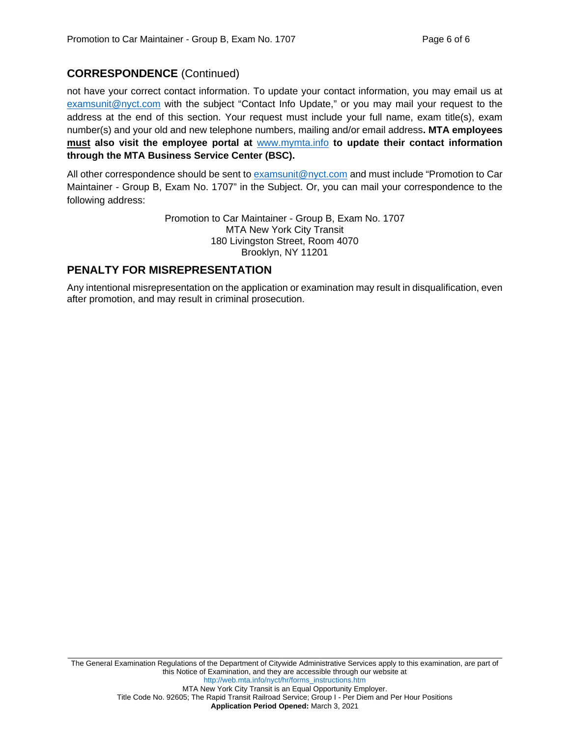## CORRESPONDENCE (Continued)

not have your correct contact information. To update your contact information, you may email us at examsunit@nyct.com with the subject "Contact Info Update," or you may mail your request to the address at the end of this section. Your request must include your full name, exam title(s), exam number(s) and your old and new telephone numbers, mailing and/or email address**. MTA employees <u>must</u> also visit the employee portal at** www.mymta.info **to update their contact information through the MTA Business Service Center (BSC).**

All other correspondence should be sent to examsunit@nyct.com and must include "Promotion to Car Maintainer - Group B, Exam No. 1707" in the Subject. Or, you can mail your correspondence to the following address:

Promotion to Car Maintainer - Group B, Exam No. 1707
MTA New York City Transit
180 Livingston Street, Room 4070
Brooklyn, NY 11201

## PENALTY FOR MISREPRESENTATION

Any intentional misrepresentation on the application or examination may result in disqualification, even after promotion, and may result in criminal prosecution.

The General Examination Regulations of the Department of Citywide Administrative Services apply to this examination, are part of this Notice of Examination, and they are accessible through our website at http://web.mta.info/nyct/hr/forms_instructions.htm
MTA New York City Transit is an Equal Opportunity Employer.
Title Code No. 92605; The Rapid Transit Railroad Service; Group I - Per Diem and Per Hour Positions
**Application Period Opened:** March 3, 2021